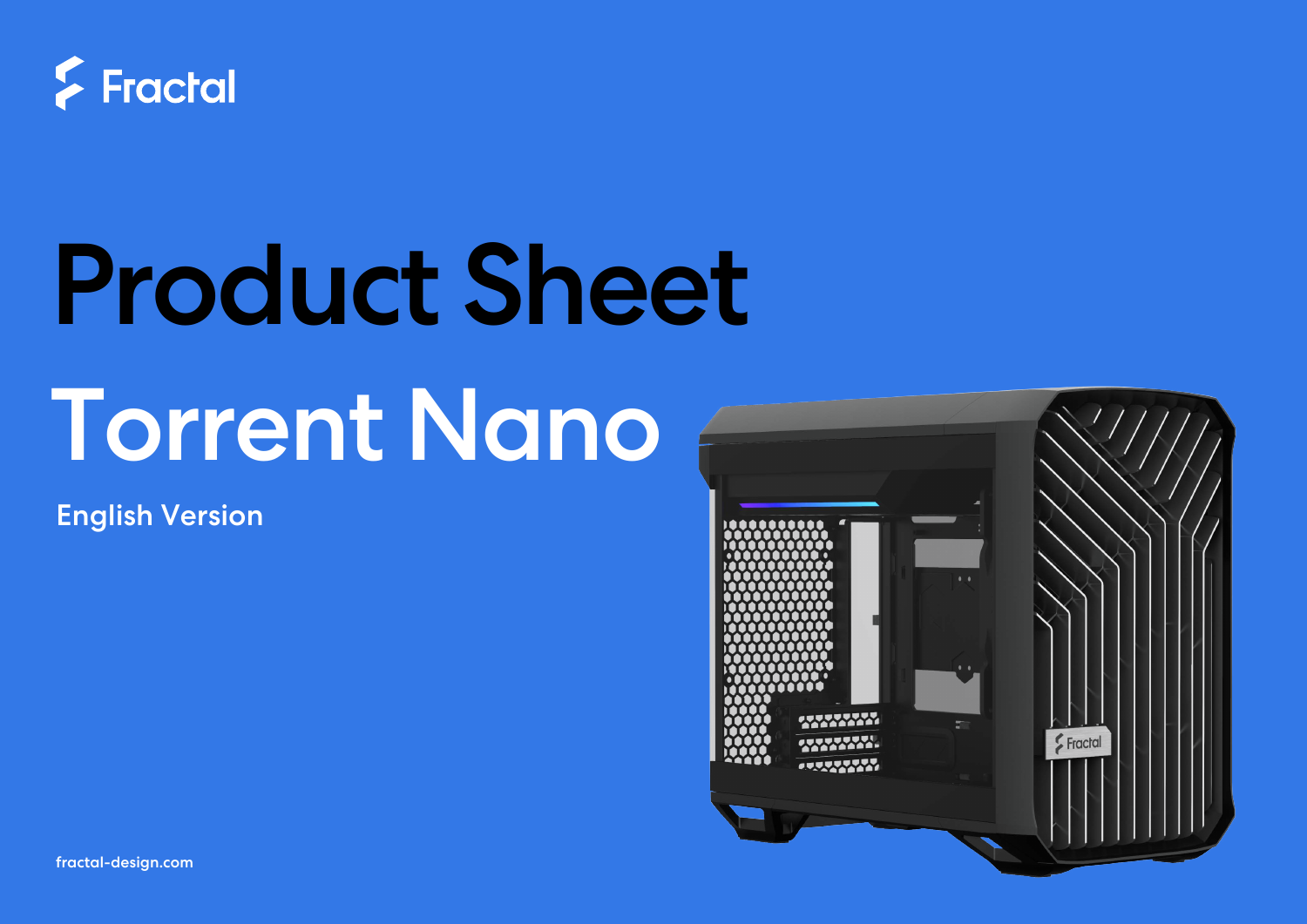Fractal

# Product Sheet

# Torrent Nano

English Version

fractal-design.com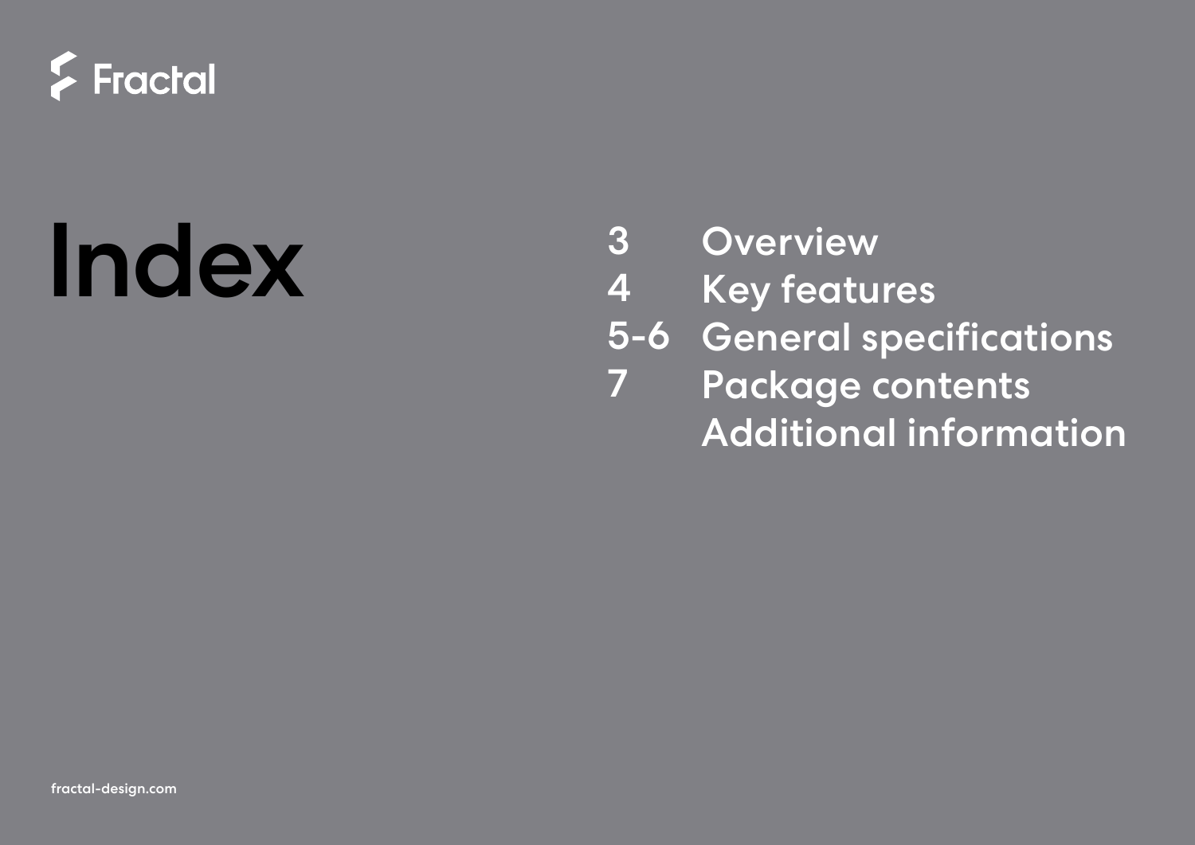Fractal

# Index

| | |
|---|---|
| 3 | Overview |
| 4 | Key features |
| 5-6 | General specifications |
| 7 | Package contents |
| | Additional information |

fractal-design.com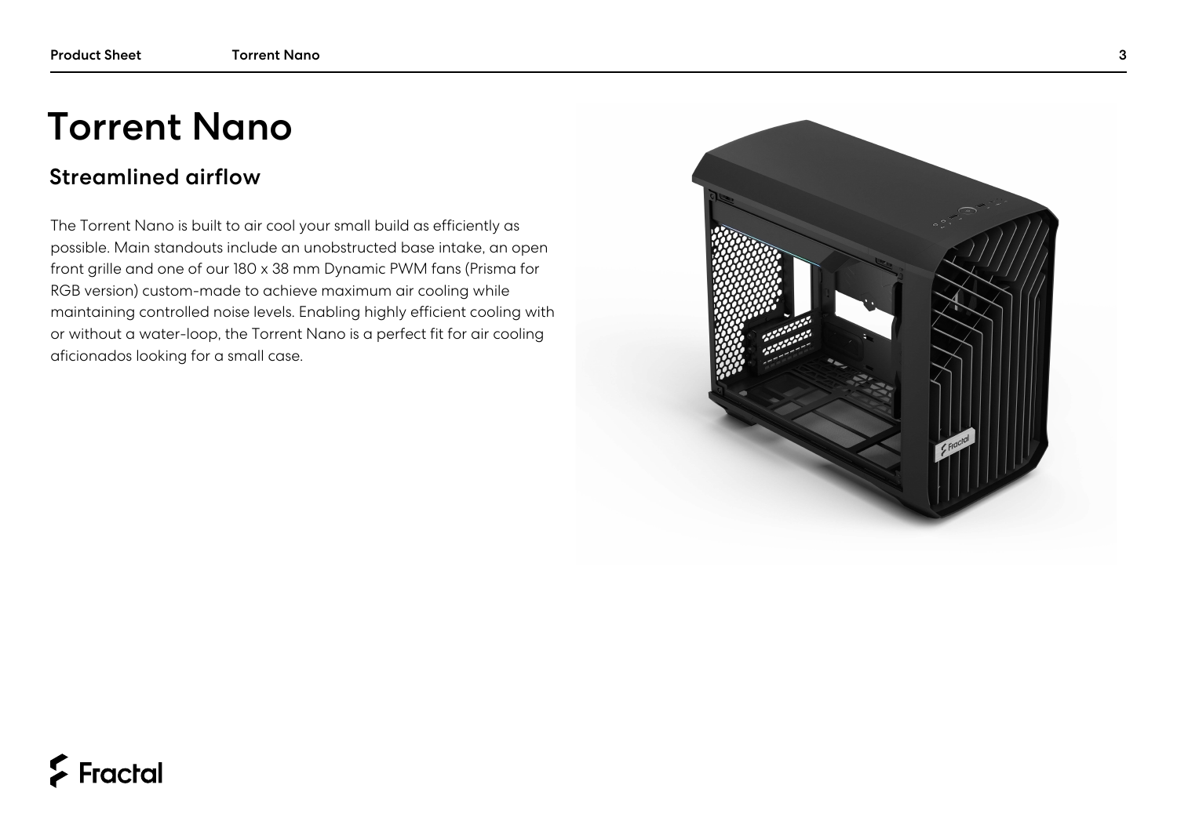# Torrent Nano

## Streamlined airflow

The Torrent Nano is built to air cool your small build as efficiently as possible. Main standouts include an unobstructed base intake, an open front grille and one of our 180 x 38 mm Dynamic PWM fans (Prisma for RGB version) custom-made to achieve maximum air cooling while maintaining controlled noise levels. Enabling highly efficient cooling with or without a water-loop, the Torrent Nano is a perfect fit for air cooling aficionados looking for a small case.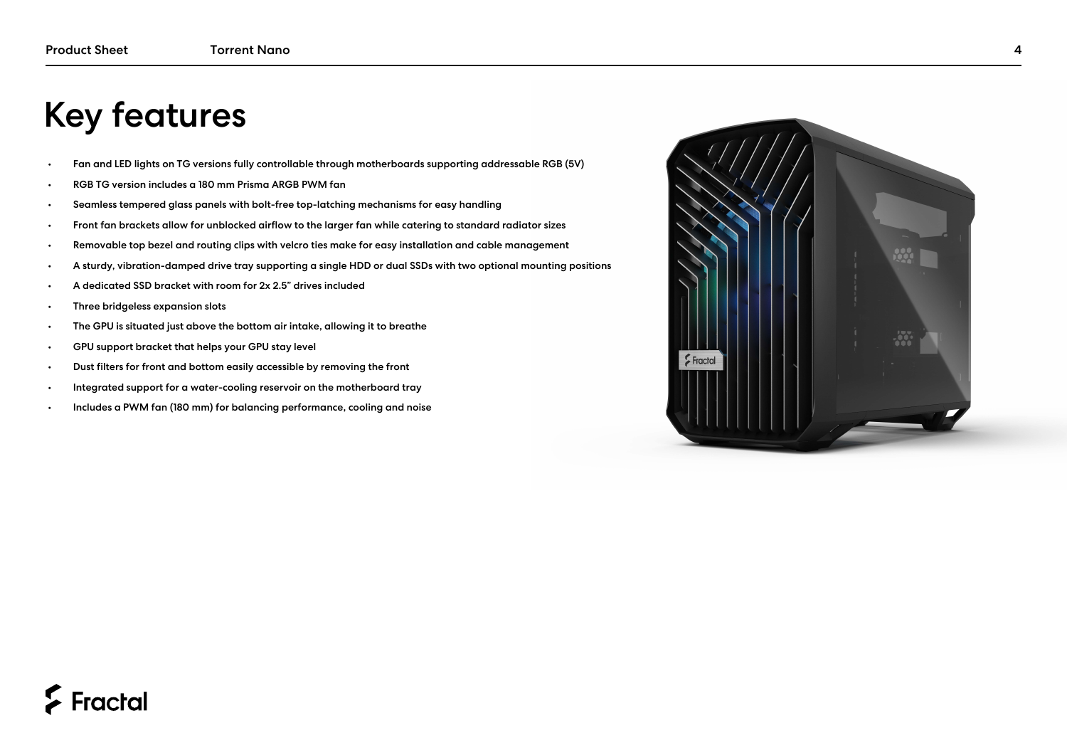# Key features

- Fan and LED lights on TG versions fully controllable through motherboards supporting addressable RGB (5V)
- RGB TG version includes a 180 mm Prisma ARGB PWM fan
- Seamless tempered glass panels with bolt-free top-latching mechanisms for easy handling
- Front fan brackets allow for unblocked airflow to the larger fan while catering to standard radiator sizes
- Removable top bezel and routing clips with velcro ties make for easy installation and cable management
- A sturdy, vibration-damped drive tray supporting a single HDD or dual SSDs with two optional mounting positions
- A dedicated SSD bracket with room for 2x 2.5" drives included
- Three bridgeless expansion slots
- The GPU is situated just above the bottom air intake, allowing it to breathe
- GPU support bracket that helps your GPU stay level
- Dust filters for front and bottom easily accessible by removing the front
- Integrated support for a water-cooling reservoir on the motherboard tray
- Includes a PWM fan (180 mm) for balancing performance, cooling and noise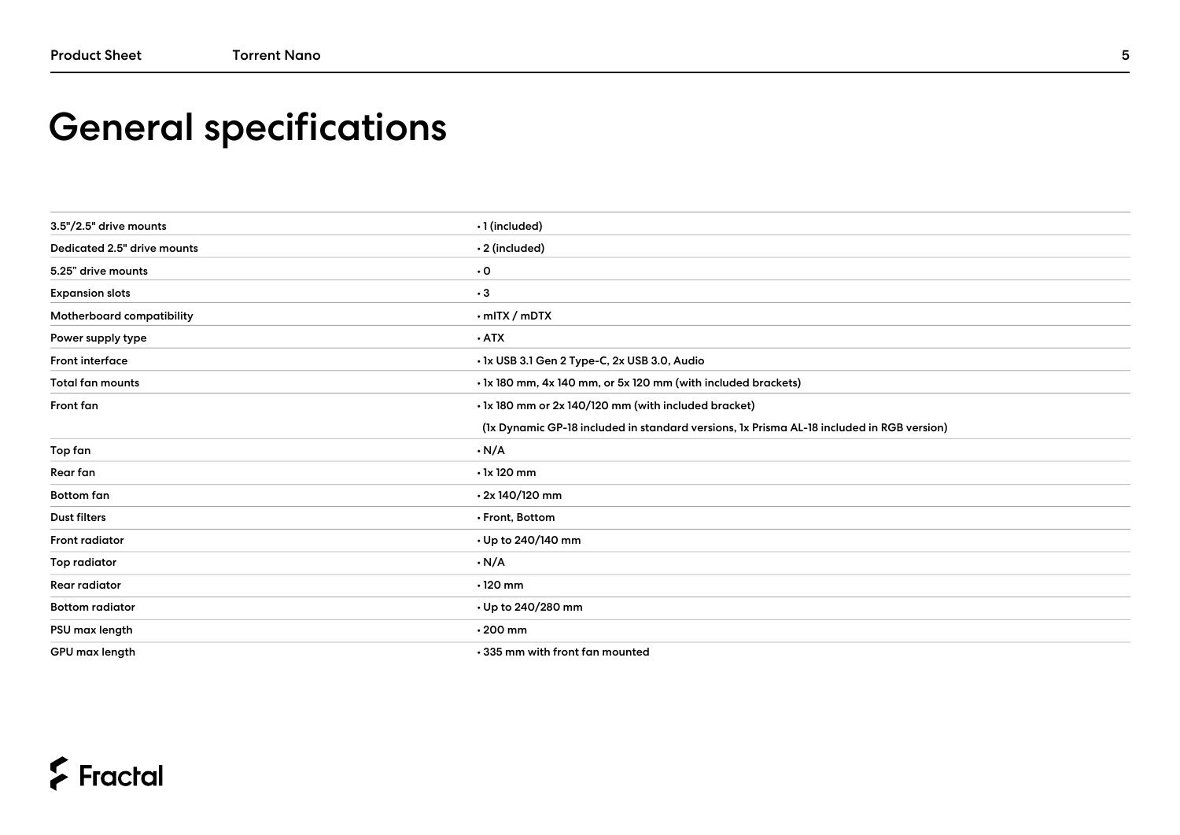# General specifications

| | |
|---|---|
| 3.5"/2.5" drive mounts | • 1 (included) |
| Dedicated 2.5" drive mounts | • 2 (included) |
| 5.25" drive mounts | • 0 |
| Expansion slots | • 3 |
| Motherboard compatibility | • mITX / mDTX |
| Power supply type | • ATX |
| Front interface | • 1x USB 3.1 Gen 2 Type-C, 2x USB 3.0, Audio |
| Total fan mounts | • 1x 180 mm, 4x 140 mm, or 5x 120 mm (with included brackets) |
| Front fan | • 1x 180 mm or 2x 140/120 mm (with included bracket)<br>(1x Dynamic GP-18 included in standard versions, 1x Prisma AL-18 included in RGB version) |
| Top fan | • N/A |
| Rear fan | • 1x 120 mm |
| Bottom fan | • 2x 140/120 mm |
| Dust filters | • Front, Bottom |
| Front radiator | • Up to 240/140 mm |
| Top radiator | • N/A |
| Rear radiator | • 120 mm |
| Bottom radiator | • Up to 240/280 mm |
| PSU max length | • 200 mm |
| GPU max length | • 335 mm with front fan mounted |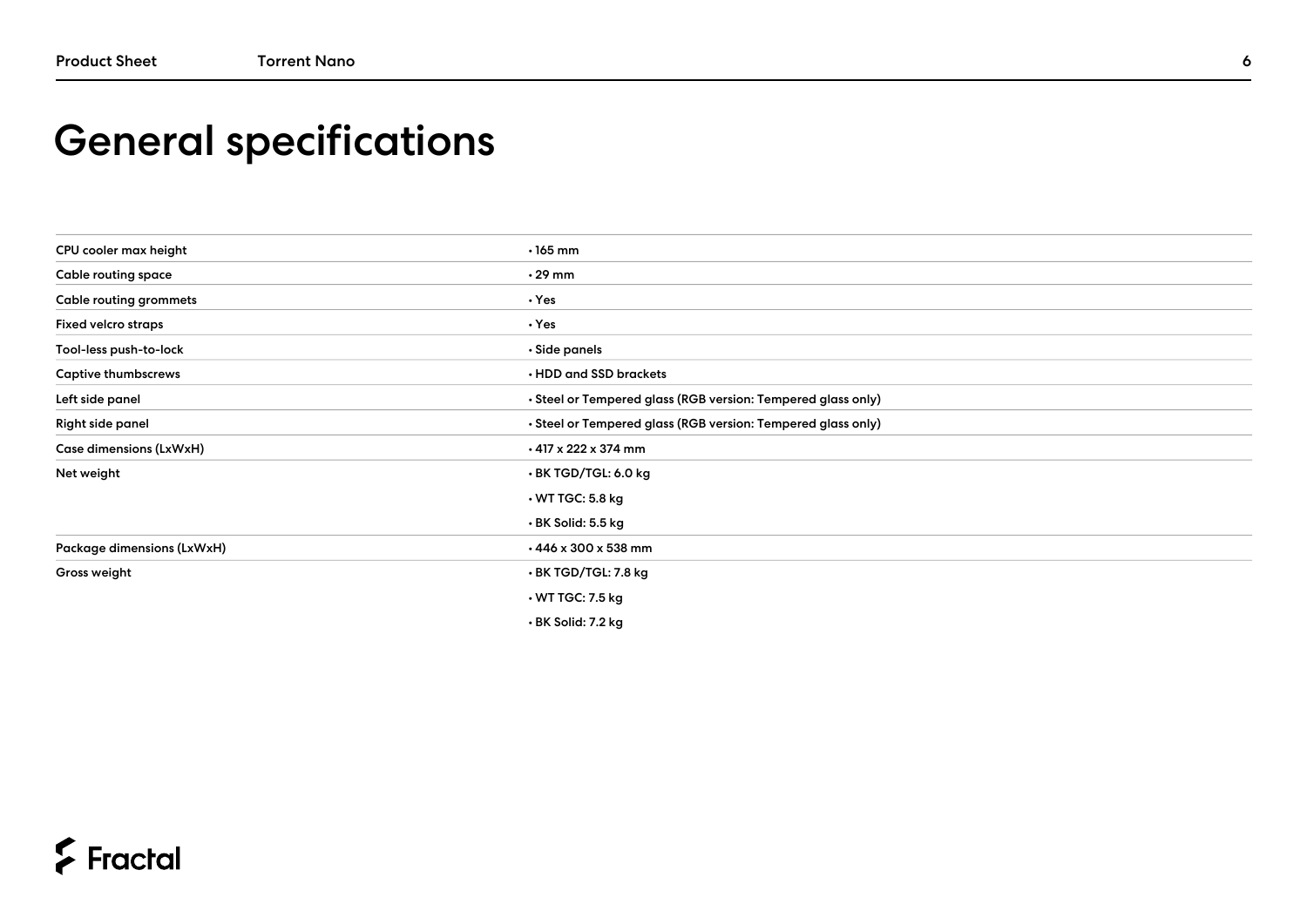# General specifications

| | |
|---|---|
| CPU cooler max height | • 165 mm |
| Cable routing space | • 29 mm |
| Cable routing grommets | • Yes |
| Fixed velcro straps | • Yes |
| Tool-less push-to-lock | • Side panels |
| Captive thumbscrews | • HDD and SSD brackets |
| Left side panel | • Steel or Tempered glass (RGB version: Tempered glass only) |
| Right side panel | • Steel or Tempered glass (RGB version: Tempered glass only) |
| Case dimensions (LxWxH) | • 417 x 222 x 374 mm |
| Net weight | • BK TGD/TGL: 6.0 kg<br>• WT TGC: 5.8 kg<br>• BK Solid: 5.5 kg |
| Package dimensions (LxWxH) | • 446 x 300 x 538 mm |
| Gross weight | • BK TGD/TGL: 7.8 kg<br>• WT TGC: 7.5 kg<br>• BK Solid: 7.2 kg |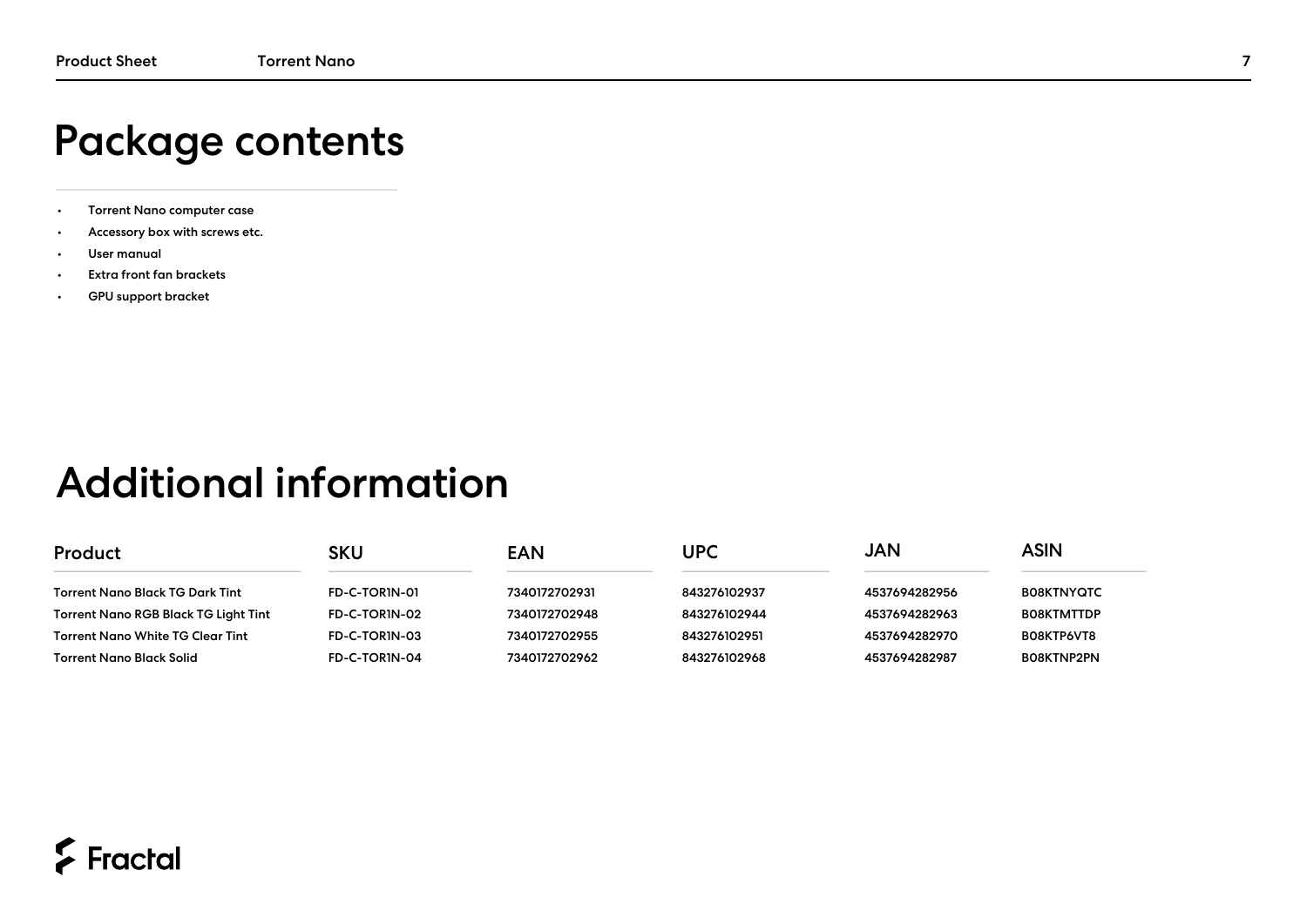# Package contents

- Torrent Nano computer case
- Accessory box with screws etc.
- User manual
- Extra front fan brackets
- GPU support bracket

# Additional information

| Product | SKU | EAN | UPC | JAN | ASIN |
|---|---|---|---|---|---|
| Torrent Nano Black TG Dark Tint | FD-C-TOR1N-01 | 7340172702931 | 843276102937 | 4537694282956 | B08KTNYQTC |
| Torrent Nano RGB Black TG Light Tint | FD-C-TOR1N-02 | 7340172702948 | 843276102944 | 4537694282963 | B08KTMTTDP |
| Torrent Nano White TG Clear Tint | FD-C-TOR1N-03 | 7340172702955 | 843276102951 | 4537694282970 | B08KTP6VT8 |
| Torrent Nano Black Solid | FD-C-TOR1N-04 | 7340172702962 | 843276102968 | 4537694282987 | B08KTNP2PN |

Fractal